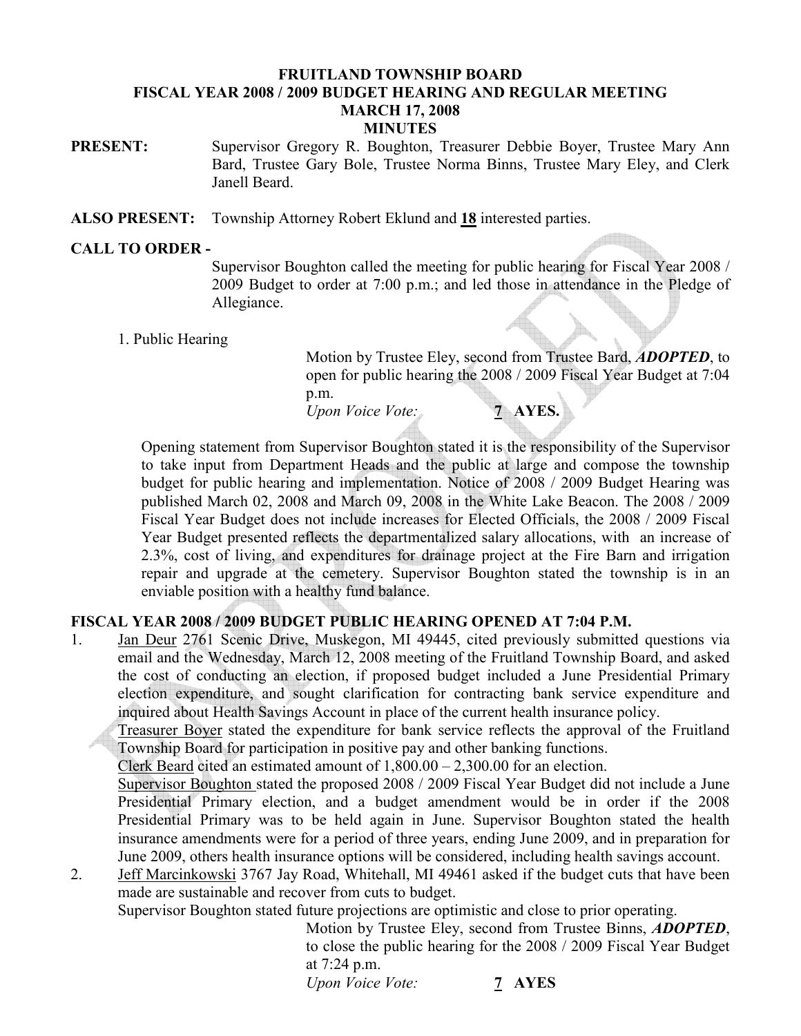# FRUITLAND TOWNSHIP BOARD
# FISCAL YEAR 2008 / 2009 BUDGET HEARING AND REGULAR MEETING
# MARCH 17, 2008
# MINUTES

**PRESENT:** Supervisor Gregory R. Boughton, Treasurer Debbie Boyer, Trustee Mary Ann Bard, Trustee Gary Bole, Trustee Norma Binns, Trustee Mary Eley, and Clerk Janell Beard.

**ALSO PRESENT:** Township Attorney Robert Eklund and **18** interested parties.

**CALL TO ORDER -**

Supervisor Boughton called the meeting for public hearing for Fiscal Year 2008 / 2009 Budget to order at 7:00 p.m.; and led those in attendance in the Pledge of Allegiance.

1. Public Hearing

Motion by Trustee Eley, second from Trustee Bard, ***ADOPTED***, to open for public hearing the 2008 / 2009 Fiscal Year Budget at 7:04 p.m.
*Upon Voice Vote:* **7 AYES.**

Opening statement from Supervisor Boughton stated it is the responsibility of the Supervisor to take input from Department Heads and the public at large and compose the township budget for public hearing and implementation. Notice of 2008 / 2009 Budget Hearing was published March 02, 2008 and March 09, 2008 in the White Lake Beacon. The 2008 / 2009 Fiscal Year Budget does not include increases for Elected Officials, the 2008 / 2009 Fiscal Year Budget presented reflects the departmentalized salary allocations, with an increase of 2.3%, cost of living, and expenditures for drainage project at the Fire Barn and irrigation repair and upgrade at the cemetery. Supervisor Boughton stated the township is in an enviable position with a healthy fund balance.

**FISCAL YEAR 2008 / 2009 BUDGET PUBLIC HEARING OPENED AT 7:04 P.M.**

1. Jan Deur 2761 Scenic Drive, Muskegon, MI 49445, cited previously submitted questions via email and the Wednesday, March 12, 2008 meeting of the Fruitland Township Board, and asked the cost of conducting an election, if proposed budget included a June Presidential Primary election expenditure, and sought clarification for contracting bank service expenditure and inquired about Health Savings Account in place of the current health insurance policy.
   Treasurer Boyer stated the expenditure for bank service reflects the approval of the Fruitland Township Board for participation in positive pay and other banking functions.
   Clerk Beard cited an estimated amount of 1,800.00 – 2,300.00 for an election.
   Supervisor Boughton stated the proposed 2008 / 2009 Fiscal Year Budget did not include a June Presidential Primary election, and a budget amendment would be in order if the 2008 Presidential Primary was to be held again in June. Supervisor Boughton stated the health insurance amendments were for a period of three years, ending June 2009, and in preparation for June 2009, others health insurance options will be considered, including health savings account.
2. Jeff Marcinkowski 3767 Jay Road, Whitehall, MI 49461 asked if the budget cuts that have been made are sustainable and recover from cuts to budget.
   Supervisor Boughton stated future projections are optimistic and close to prior operating.

Motion by Trustee Eley, second from Trustee Binns, ***ADOPTED***, to close the public hearing for the 2008 / 2009 Fiscal Year Budget at 7:24 p.m.
*Upon Voice Vote:* **7 AYES**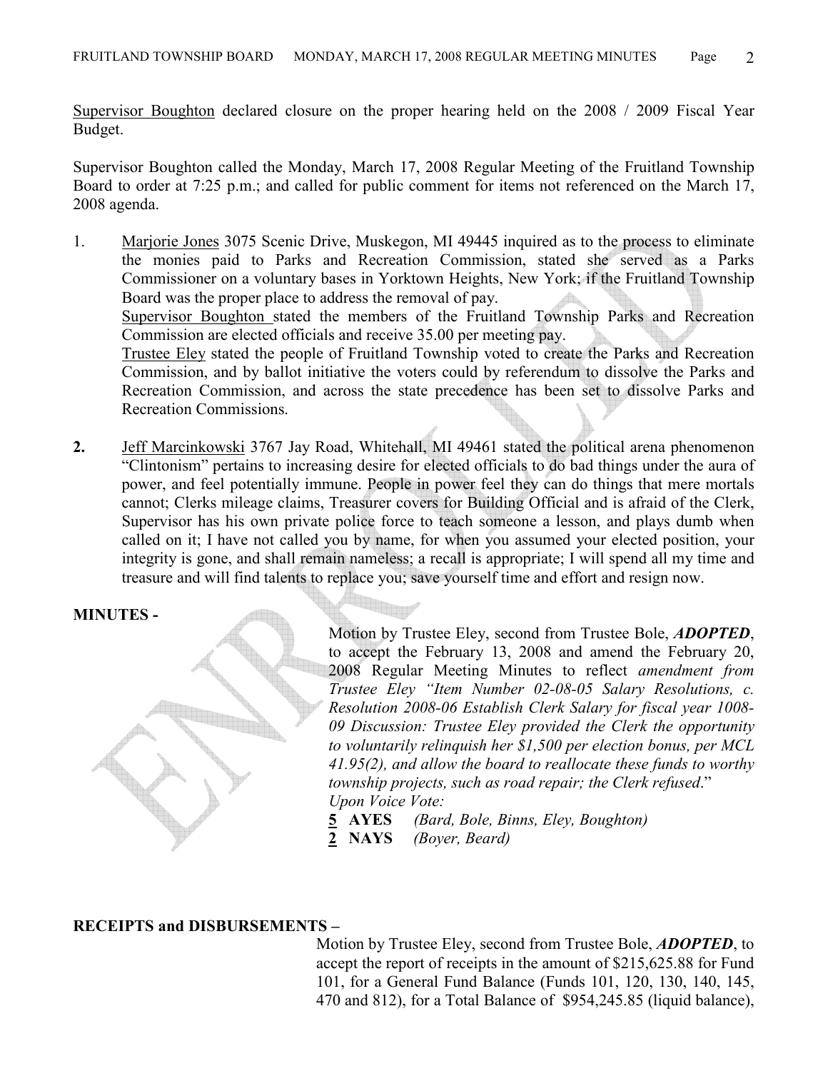Supervisor Boughton declared closure on the proper hearing held on the 2008 / 2009 Fiscal Year Budget.

Supervisor Boughton called the Monday, March 17, 2008 Regular Meeting of the Fruitland Township Board to order at 7:25 p.m.; and called for public comment for items not referenced on the March 17, 2008 agenda.

1. Marjorie Jones 3075 Scenic Drive, Muskegon, MI 49445 inquired as to the process to eliminate the monies paid to Parks and Recreation Commission, stated she served as a Parks Commissioner on a voluntary bases in Yorktown Heights, New York; if the Fruitland Township Board was the proper place to address the removal of pay.
   Supervisor Boughton stated the members of the Fruitland Township Parks and Recreation Commission are elected officials and receive 35.00 per meeting pay.
   Trustee Eley stated the people of Fruitland Township voted to create the Parks and Recreation Commission, and by ballot initiative the voters could by referendum to dissolve the Parks and Recreation Commission, and across the state precedence has been set to dissolve Parks and Recreation Commissions.

2. Jeff Marcinkowski 3767 Jay Road, Whitehall, MI 49461 stated the political arena phenomenon "Clintonism" pertains to increasing desire for elected officials to do bad things under the aura of power, and feel potentially immune. People in power feel they can do things that mere mortals cannot; Clerks mileage claims, Treasurer covers for Building Official and is afraid of the Clerk, Supervisor has his own private police force to teach someone a lesson, and plays dumb when called on it; I have not called you by name, for when you assumed your elected position, your integrity is gone, and shall remain nameless; a recall is appropriate; I will spend all my time and treasure and will find talents to replace you; save yourself time and effort and resign now.

**MINUTES -**

Motion by Trustee Eley, second from Trustee Bole, ***ADOPTED***, to accept the February 13, 2008 and amend the February 20, 2008 Regular Meeting Minutes to reflect *amendment from Trustee Eley "Item Number 02-08-05 Salary Resolutions, c. Resolution 2008-06 Establish Clerk Salary for fiscal year 1008-09 Discussion: Trustee Eley provided the Clerk the opportunity to voluntarily relinquish her $1,500 per election bonus, per MCL 41.95(2), and allow the board to reallocate these funds to worthy township projects, such as road repair; the Clerk refused*."
*Upon Voice Vote:*
**5 AYES** *(Bard, Bole, Binns, Eley, Boughton)*
**2 NAYS** *(Boyer, Beard)*

**RECEIPTS and DISBURSEMENTS –**

Motion by Trustee Eley, second from Trustee Bole, ***ADOPTED***, to accept the report of receipts in the amount of $215,625.88 for Fund 101, for a General Fund Balance (Funds 101, 120, 130, 140, 145, 470 and 812), for a Total Balance of $954,245.85 (liquid balance),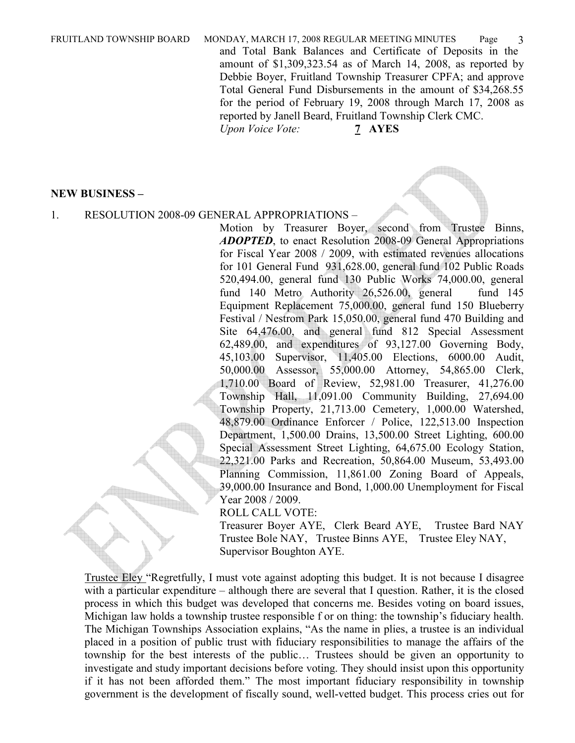and Total Bank Balances and Certificate of Deposits in the amount of $1,309,323.54 as of March 14, 2008, as reported by Debbie Boyer, Fruitland Township Treasurer CPFA; and approve Total General Fund Disbursements in the amount of $34,268.55 for the period of February 19, 2008 through March 17, 2008 as reported by Janell Beard, Fruitland Township Clerk CMC.

*Upon Voice Vote:* **7 AYES**

**NEW BUSINESS –**

1. RESOLUTION 2008-09 GENERAL APPROPRIATIONS –

Motion by Treasurer Boyer, second from Trustee Binns, ***ADOPTED***, to enact Resolution 2008-09 General Appropriations for Fiscal Year 2008 / 2009, with estimated revenues allocations for 101 General Fund 931,628.00, general fund 102 Public Roads 520,494.00, general fund 130 Public Works 74,000.00, general fund 140 Metro Authority 26,526.00, general fund 145 Equipment Replacement 75,000.00, general fund 150 Blueberry Festival / Nestrom Park 15,050.00, general fund 470 Building and Site 64,476.00, and general fund 812 Special Assessment 62,489.00, and expenditures of 93,127.00 Governing Body, 45,103.00 Supervisor, 11,405.00 Elections, 6000.00 Audit, 50,000.00 Assessor, 55,000.00 Attorney, 54,865.00 Clerk, 1,710.00 Board of Review, 52,981.00 Treasurer, 41,276.00 Township Hall, 11,091.00 Community Building, 27,694.00 Township Property, 21,713.00 Cemetery, 1,000.00 Watershed, 48,879.00 Ordinance Enforcer / Police, 122,513.00 Inspection Department, 1,500.00 Drains, 13,500.00 Street Lighting, 600.00 Special Assessment Street Lighting, 64,675.00 Ecology Station, 22,321.00 Parks and Recreation, 50,864.00 Museum, 53,493.00 Planning Commission, 11,861.00 Zoning Board of Appeals, 39,000.00 Insurance and Bond, 1,000.00 Unemployment for Fiscal Year 2008 / 2009.

ROLL CALL VOTE:
Treasurer Boyer AYE, Clerk Beard AYE, Trustee Bard NAY
Trustee Bole NAY, Trustee Binns AYE, Trustee Eley NAY,
Supervisor Boughton AYE.

Trustee Eley "Regretfully, I must vote against adopting this budget. It is not because I disagree with a particular expenditure – although there are several that I question. Rather, it is the closed process in which this budget was developed that concerns me. Besides voting on board issues, Michigan law holds a township trustee responsible f or on thing: the township's fiduciary health. The Michigan Townships Association explains, "As the name in plies, a trustee is an individual placed in a position of public trust with fiduciary responsibilities to manage the affairs of the township for the best interests of the public… Trustees should be given an opportunity to investigate and study important decisions before voting. They should insist upon this opportunity if it has not been afforded them." The most important fiduciary responsibility in township government is the development of fiscally sound, well-vetted budget. This process cries out for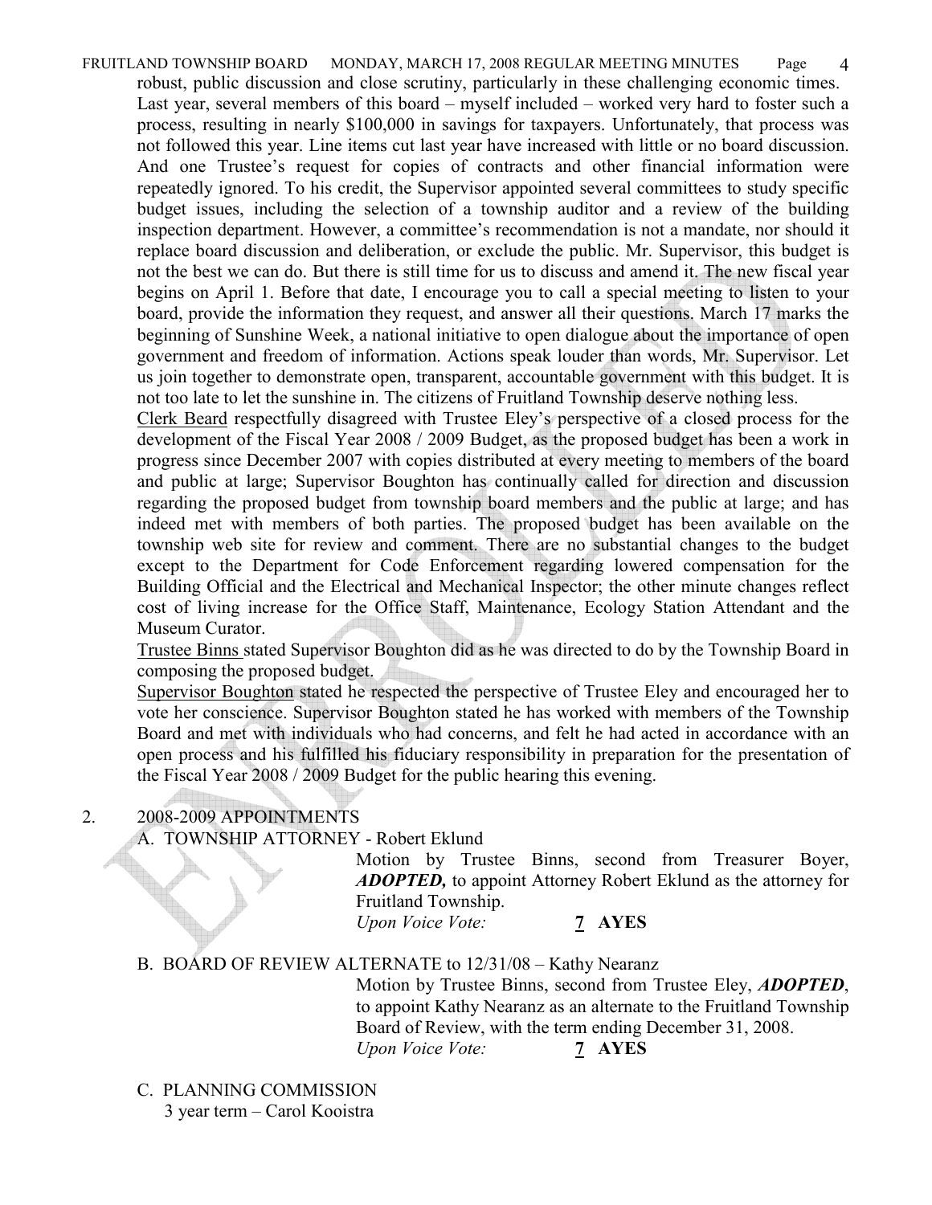robust, public discussion and close scrutiny, particularly in these challenging economic times. Last year, several members of this board – myself included – worked very hard to foster such a process, resulting in nearly $100,000 in savings for taxpayers. Unfortunately, that process was not followed this year. Line items cut last year have increased with little or no board discussion. And one Trustee's request for copies of contracts and other financial information were repeatedly ignored. To his credit, the Supervisor appointed several committees to study specific budget issues, including the selection of a township auditor and a review of the building inspection department. However, a committee's recommendation is not a mandate, nor should it replace board discussion and deliberation, or exclude the public. Mr. Supervisor, this budget is not the best we can do. But there is still time for us to discuss and amend it. The new fiscal year begins on April 1. Before that date, I encourage you to call a special meeting to listen to your board, provide the information they request, and answer all their questions. March 17 marks the beginning of Sunshine Week, a national initiative to open dialogue about the importance of open government and freedom of information. Actions speak louder than words, Mr. Supervisor. Let us join together to demonstrate open, transparent, accountable government with this budget. It is not too late to let the sunshine in. The citizens of Fruitland Township deserve nothing less.

Clerk Beard respectfully disagreed with Trustee Eley's perspective of a closed process for the development of the Fiscal Year 2008 / 2009 Budget, as the proposed budget has been a work in progress since December 2007 with copies distributed at every meeting to members of the board and public at large; Supervisor Boughton has continually called for direction and discussion regarding the proposed budget from township board members and the public at large; and has indeed met with members of both parties. The proposed budget has been available on the township web site for review and comment. There are no substantial changes to the budget except to the Department for Code Enforcement regarding lowered compensation for the Building Official and the Electrical and Mechanical Inspector; the other minute changes reflect cost of living increase for the Office Staff, Maintenance, Ecology Station Attendant and the Museum Curator.

Trustee Binns stated Supervisor Boughton did as he was directed to do by the Township Board in composing the proposed budget.

Supervisor Boughton stated he respected the perspective of Trustee Eley and encouraged her to vote her conscience. Supervisor Boughton stated he has worked with members of the Township Board and met with individuals who had concerns, and felt he had acted in accordance with an open process and his fulfilled his fiduciary responsibility in preparation for the presentation of the Fiscal Year 2008 / 2009 Budget for the public hearing this evening.

2. 2008-2009 APPOINTMENTS

A. TOWNSHIP ATTORNEY - Robert Eklund

Motion by Trustee Binns, second from Treasurer Boyer, ***ADOPTED,*** to appoint Attorney Robert Eklund as the attorney for Fruitland Township.

*Upon Voice Vote:* **7 AYES**

B. BOARD OF REVIEW ALTERNATE to 12/31/08 – Kathy Nearanz

Motion by Trustee Binns, second from Trustee Eley, ***ADOPTED***, to appoint Kathy Nearanz as an alternate to the Fruitland Township Board of Review, with the term ending December 31, 2008.

*Upon Voice Vote:* **7 AYES**

C. PLANNING COMMISSION

3 year term – Carol Kooistra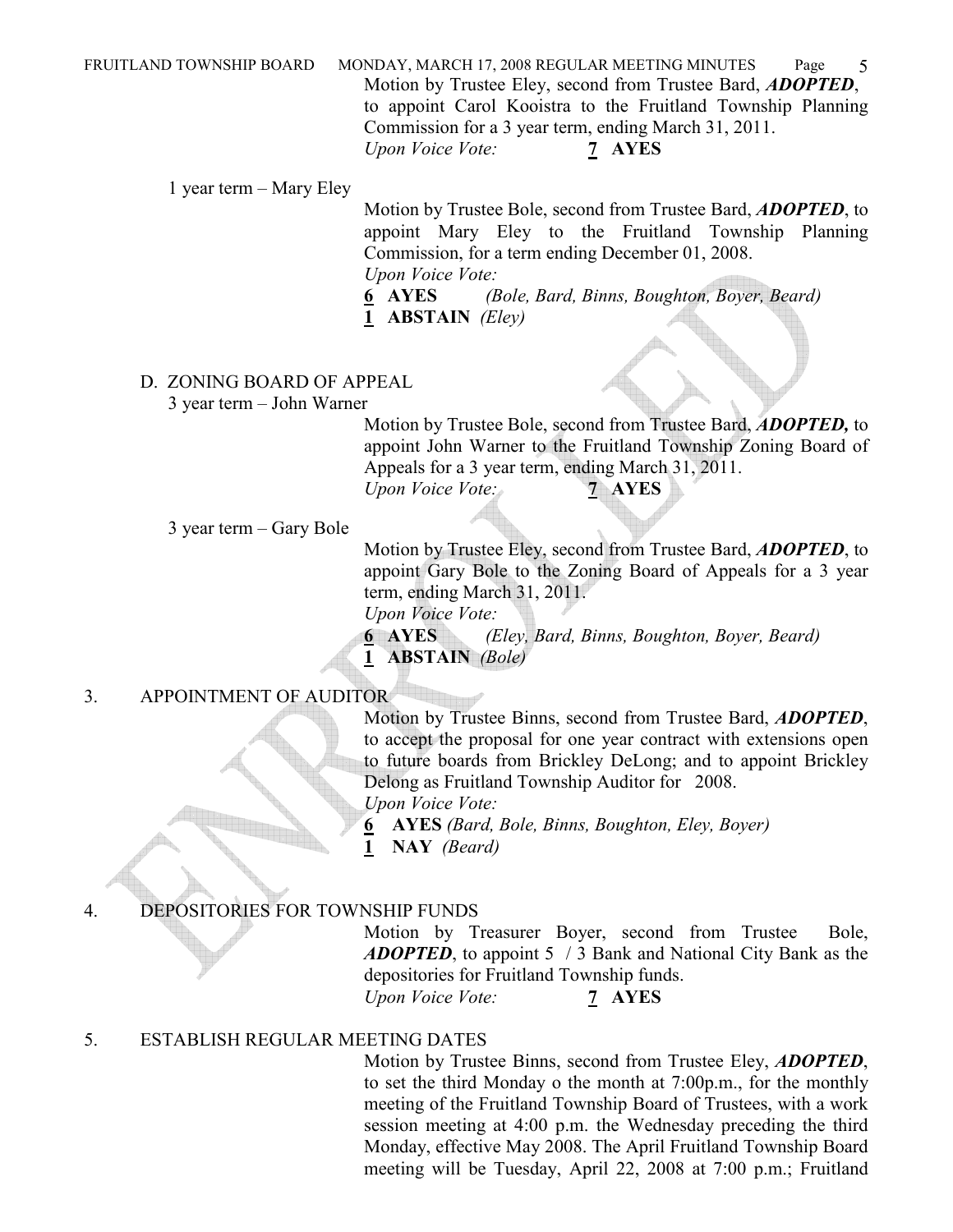Motion by Trustee Eley, second from Trustee Bard, ***ADOPTED***, to appoint Carol Kooistra to the Fruitland Township Planning Commission for a 3 year term, ending March 31, 2011.
*Upon Voice Vote:* **7 AYES**

1 year term – Mary Eley

Motion by Trustee Bole, second from Trustee Bard, ***ADOPTED***, to appoint Mary Eley to the Fruitland Township Planning Commission, for a term ending December 01, 2008.
*Upon Voice Vote:*
**6 AYES** *(Bole, Bard, Binns, Boughton, Boyer, Beard)*
**1 ABSTAIN** *(Eley)*

D. ZONING BOARD OF APPEAL

3 year term – John Warner

Motion by Trustee Bole, second from Trustee Bard, ***ADOPTED,*** to appoint John Warner to the Fruitland Township Zoning Board of Appeals for a 3 year term, ending March 31, 2011.
*Upon Voice Vote:* **7 AYES**

3 year term – Gary Bole

Motion by Trustee Eley, second from Trustee Bard, ***ADOPTED***, to appoint Gary Bole to the Zoning Board of Appeals for a 3 year term, ending March 31, 2011.
*Upon Voice Vote:*
**6 AYES** *(Eley, Bard, Binns, Boughton, Boyer, Beard)*
**1 ABSTAIN** *(Bole)*

3. APPOINTMENT OF AUDITOR

Motion by Trustee Binns, second from Trustee Bard, ***ADOPTED***, to accept the proposal for one year contract with extensions open to future boards from Brickley DeLong; and to appoint Brickley Delong as Fruitland Township Auditor for 2008.
*Upon Voice Vote:*
**6 AYES** *(Bard, Bole, Binns, Boughton, Eley, Boyer)*
**1 NAY** *(Beard)*

4. DEPOSITORIES FOR TOWNSHIP FUNDS

Motion by Treasurer Boyer, second from Trustee Bole, ***ADOPTED***, to appoint 5 / 3 Bank and National City Bank as the depositories for Fruitland Township funds.
*Upon Voice Vote:* **7 AYES**

5. ESTABLISH REGULAR MEETING DATES

Motion by Trustee Binns, second from Trustee Eley, ***ADOPTED***, to set the third Monday o the month at 7:00p.m., for the monthly meeting of the Fruitland Township Board of Trustees, with a work session meeting at 4:00 p.m. the Wednesday preceding the third Monday, effective May 2008. The April Fruitland Township Board meeting will be Tuesday, April 22, 2008 at 7:00 p.m.; Fruitland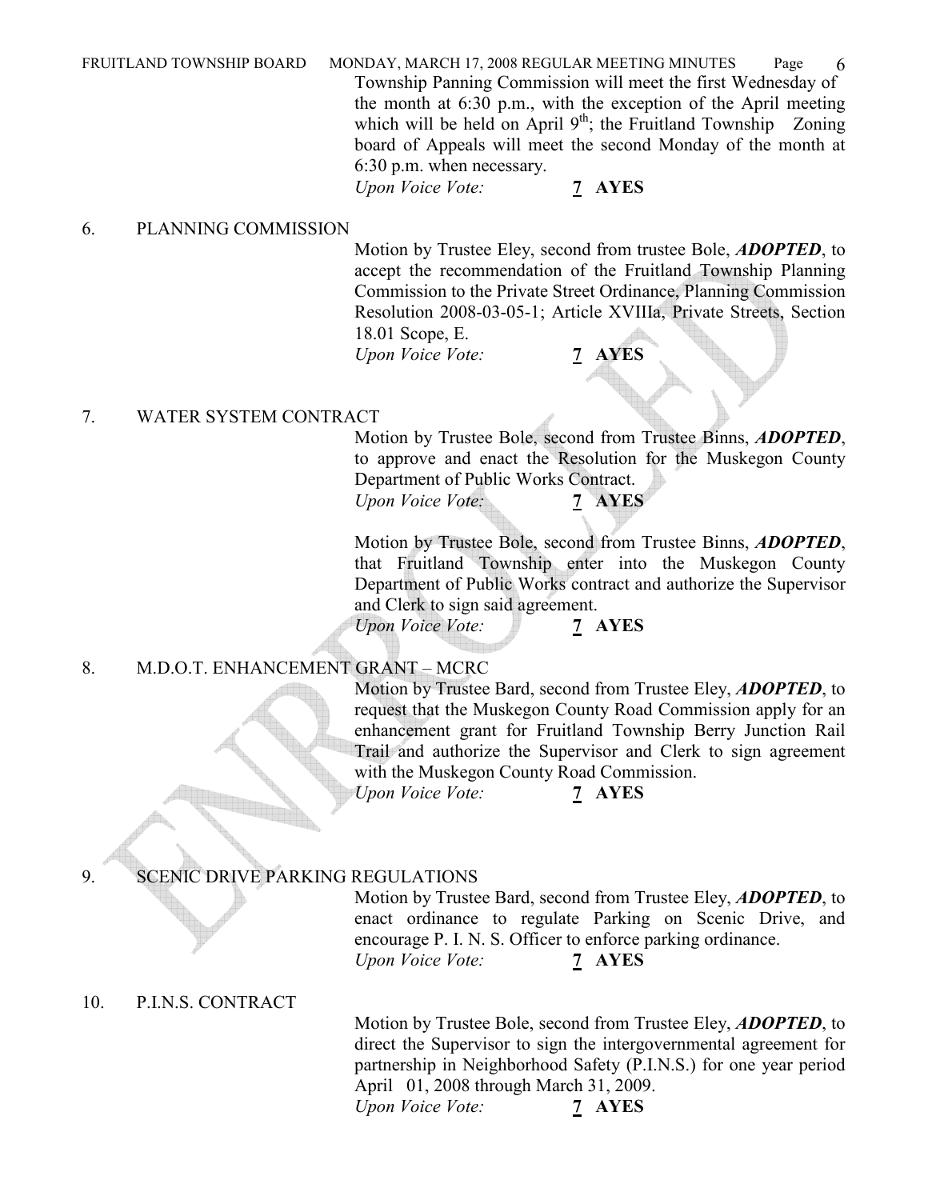Township Panning Commission will meet the first Wednesday of the month at 6:30 p.m., with the exception of the April meeting which will be held on April 9th; the Fruitland Township Zoning board of Appeals will meet the second Monday of the month at 6:30 p.m. when necessary.

*Upon Voice Vote:* **7 AYES**

6. PLANNING COMMISSION

Motion by Trustee Eley, second from trustee Bole, ***ADOPTED***, to accept the recommendation of the Fruitland Township Planning Commission to the Private Street Ordinance, Planning Commission Resolution 2008-03-05-1; Article XVIIIa, Private Streets, Section 18.01 Scope, E.

*Upon Voice Vote:* **7 AYES**

7. WATER SYSTEM CONTRACT

Motion by Trustee Bole, second from Trustee Binns, ***ADOPTED***, to approve and enact the Resolution for the Muskegon County Department of Public Works Contract.

*Upon Voice Vote:* **7 AYES**

Motion by Trustee Bole, second from Trustee Binns, ***ADOPTED***, that Fruitland Township enter into the Muskegon County Department of Public Works contract and authorize the Supervisor and Clerk to sign said agreement.

*Upon Voice Vote:* **7 AYES**

8. M.D.O.T. ENHANCEMENT GRANT – MCRC

Motion by Trustee Bard, second from Trustee Eley, ***ADOPTED***, to request that the Muskegon County Road Commission apply for an enhancement grant for Fruitland Township Berry Junction Rail Trail and authorize the Supervisor and Clerk to sign agreement with the Muskegon County Road Commission.

*Upon Voice Vote:* **7 AYES**

9. SCENIC DRIVE PARKING REGULATIONS

Motion by Trustee Bard, second from Trustee Eley, ***ADOPTED***, to enact ordinance to regulate Parking on Scenic Drive, and encourage P. I. N. S. Officer to enforce parking ordinance.

*Upon Voice Vote:* **7 AYES**

10. P.I.N.S. CONTRACT

Motion by Trustee Bole, second from Trustee Eley, ***ADOPTED***, to direct the Supervisor to sign the intergovernmental agreement for partnership in Neighborhood Safety (P.I.N.S.) for one year period April 01, 2008 through March 31, 2009.

*Upon Voice Vote:* **7 AYES**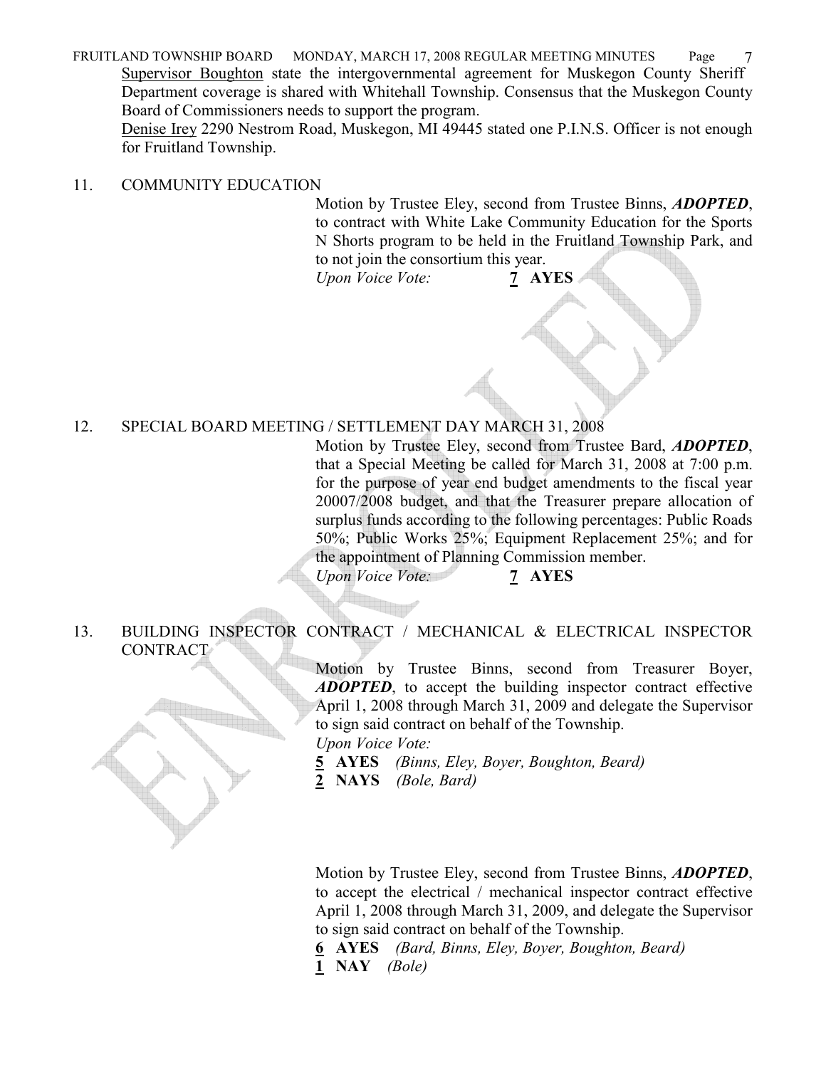Supervisor Boughton state the intergovernmental agreement for Muskegon County Sheriff Department coverage is shared with Whitehall Township. Consensus that the Muskegon County Board of Commissioners needs to support the program.

Denise Irey 2290 Nestrom Road, Muskegon, MI 49445 stated one P.I.N.S. Officer is not enough for Fruitland Township.

11. COMMUNITY EDUCATION

Motion by Trustee Eley, second from Trustee Binns, ***ADOPTED***, to contract with White Lake Community Education for the Sports N Shorts program to be held in the Fruitland Township Park, and to not join the consortium this year.

*Upon Voice Vote:* **7 AYES**

12. SPECIAL BOARD MEETING / SETTLEMENT DAY MARCH 31, 2008

Motion by Trustee Eley, second from Trustee Bard, ***ADOPTED***, that a Special Meeting be called for March 31, 2008 at 7:00 p.m. for the purpose of year end budget amendments to the fiscal year 20007/2008 budget, and that the Treasurer prepare allocation of surplus funds according to the following percentages: Public Roads 50%; Public Works 25%; Equipment Replacement 25%; and for the appointment of Planning Commission member.

*Upon Voice Vote:* **7 AYES**

13. BUILDING INSPECTOR CONTRACT / MECHANICAL & ELECTRICAL INSPECTOR CONTRACT

Motion by Trustee Binns, second from Treasurer Boyer, ***ADOPTED***, to accept the building inspector contract effective April 1, 2008 through March 31, 2009 and delegate the Supervisor to sign said contract on behalf of the Township.

*Upon Voice Vote:*

**5 AYES** *(Binns, Eley, Boyer, Boughton, Beard)*

**2 NAYS** *(Bole, Bard)*

Motion by Trustee Eley, second from Trustee Binns, ***ADOPTED***, to accept the electrical / mechanical inspector contract effective April 1, 2008 through March 31, 2009, and delegate the Supervisor to sign said contract on behalf of the Township.

**6 AYES** *(Bard, Binns, Eley, Boyer, Boughton, Beard)*

**1 NAY** *(Bole)*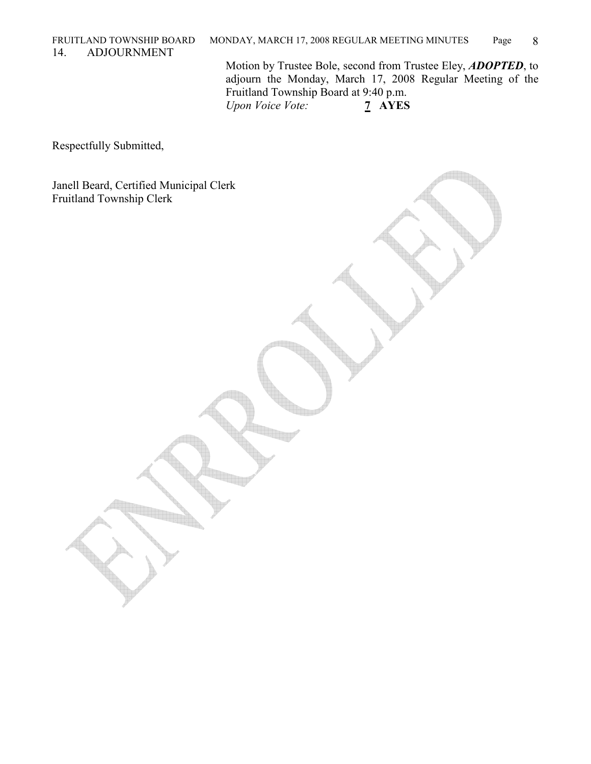## 14. ADJOURNMENT

Motion by Trustee Bole, second from Trustee Eley, ***ADOPTED***, to adjourn the Monday, March 17, 2008 Regular Meeting of the Fruitland Township Board at 9:40 p.m.

*Upon Voice Vote:* **7 AYES**

Respectfully Submitted,

Janell Beard, Certified Municipal Clerk
Fruitland Township Clerk